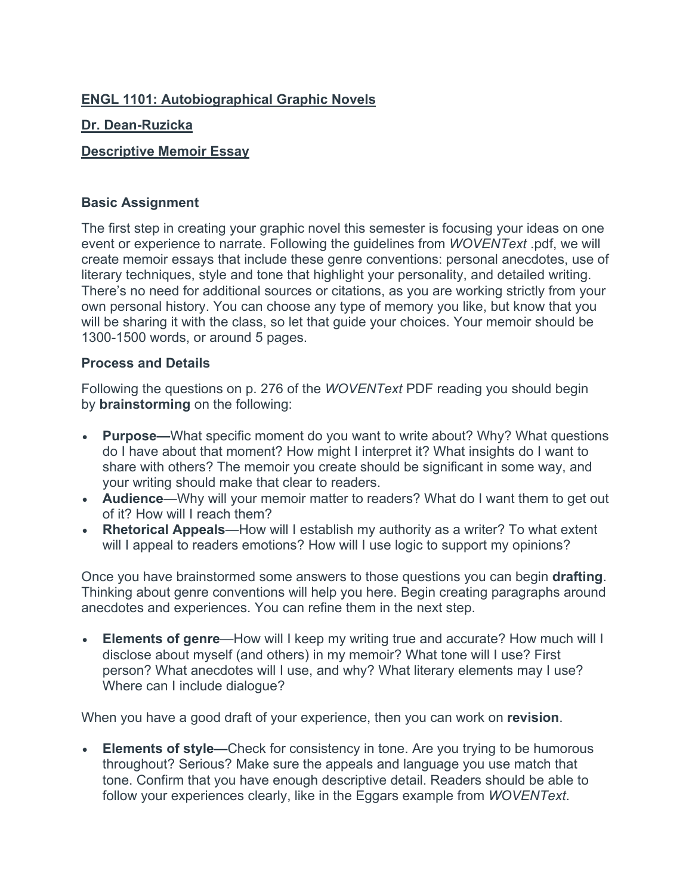**ENGL 1101: Autobiographical Graphic Novels**

**Dr. Dean-Ruzicka**

**Descriptive Memoir Essay**

**Basic Assignment**

The first step in creating your graphic novel this semester is focusing your ideas on one event or experience to narrate. Following the guidelines from *WOVENText* .pdf, we will create memoir essays that include these genre conventions: personal anecdotes, use of literary techniques, style and tone that highlight your personality, and detailed writing. There's no need for additional sources or citations, as you are working strictly from your own personal history. You can choose any type of memory you like, but know that you will be sharing it with the class, so let that guide your choices. Your memoir should be 1300-1500 words, or around 5 pages.

**Process and Details**

Following the questions on p. 276 of the *WOVENText* PDF reading you should begin by **brainstorming** on the following:

- **Purpose—**What specific moment do you want to write about? Why? What questions do I have about that moment? How might I interpret it? What insights do I want to share with others? The memoir you create should be significant in some way, and your writing should make that clear to readers.
- **Audience**—Why will your memoir matter to readers? What do I want them to get out of it? How will I reach them?
- **Rhetorical Appeals**—How will I establish my authority as a writer? To what extent will I appeal to readers emotions? How will I use logic to support my opinions?

Once you have brainstormed some answers to those questions you can begin **drafting**. Thinking about genre conventions will help you here. Begin creating paragraphs around anecdotes and experiences. You can refine them in the next step.

- **Elements of genre**—How will I keep my writing true and accurate? How much will I disclose about myself (and others) in my memoir? What tone will I use? First person? What anecdotes will I use, and why? What literary elements may I use? Where can I include dialogue?

When you have a good draft of your experience, then you can work on **revision**.

- **Elements of style—**Check for consistency in tone. Are you trying to be humorous throughout? Serious? Make sure the appeals and language you use match that tone. Confirm that you have enough descriptive detail. Readers should be able to follow your experiences clearly, like in the Eggars example from *WOVENText*.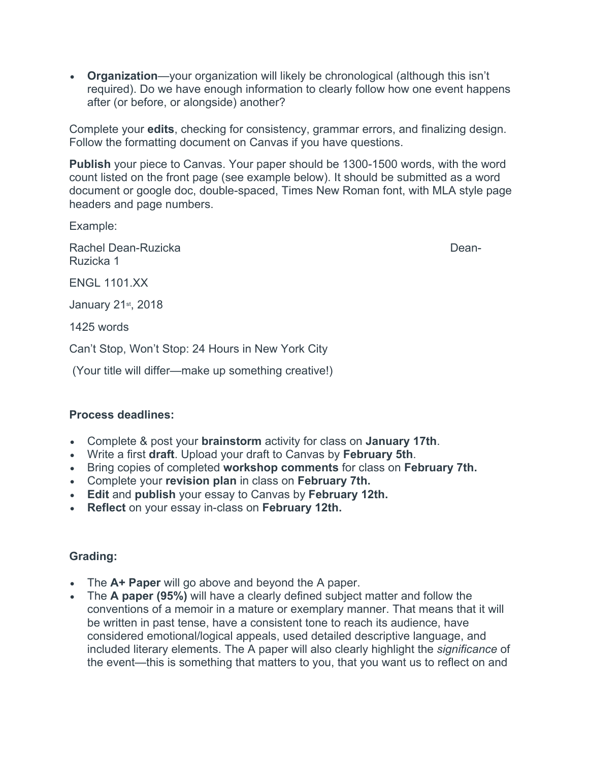- **Organization**—your organization will likely be chronological (although this isn't required). Do we have enough information to clearly follow how one event happens after (or before, or alongside) another?

Complete your **edits**, checking for consistency, grammar errors, and finalizing design. Follow the formatting document on Canvas if you have questions.

**Publish** your piece to Canvas. Your paper should be 1300-1500 words, with the word count listed on the front page (see example below). It should be submitted as a word document or google doc, double-spaced, Times New Roman font, with MLA style page headers and page numbers.

Example:

Rachel Dean-Ruzicka Dean-Ruzicka 1

ENGL 1101.XX

January 21st, 2018

1425 words

Can't Stop, Won't Stop: 24 Hours in New York City

(Your title will differ—make up something creative!)

**Process deadlines:**

- Complete & post your **brainstorm** activity for class on **January 17th**.
- Write a first **draft**. Upload your draft to Canvas by **February 5th**.
- Bring copies of completed **workshop comments** for class on **February 7th.**
- Complete your **revision plan** in class on **February 7th.**
- **Edit** and **publish** your essay to Canvas by **February 12th.**
- **Reflect** on your essay in-class on **February 12th.**

**Grading:**

- The **A+ Paper** will go above and beyond the A paper.
- The **A paper (95%)** will have a clearly defined subject matter and follow the conventions of a memoir in a mature or exemplary manner. That means that it will be written in past tense, have a consistent tone to reach its audience, have considered emotional/logical appeals, used detailed descriptive language, and included literary elements. The A paper will also clearly highlight the *significance* of the event—this is something that matters to you, that you want us to reflect on and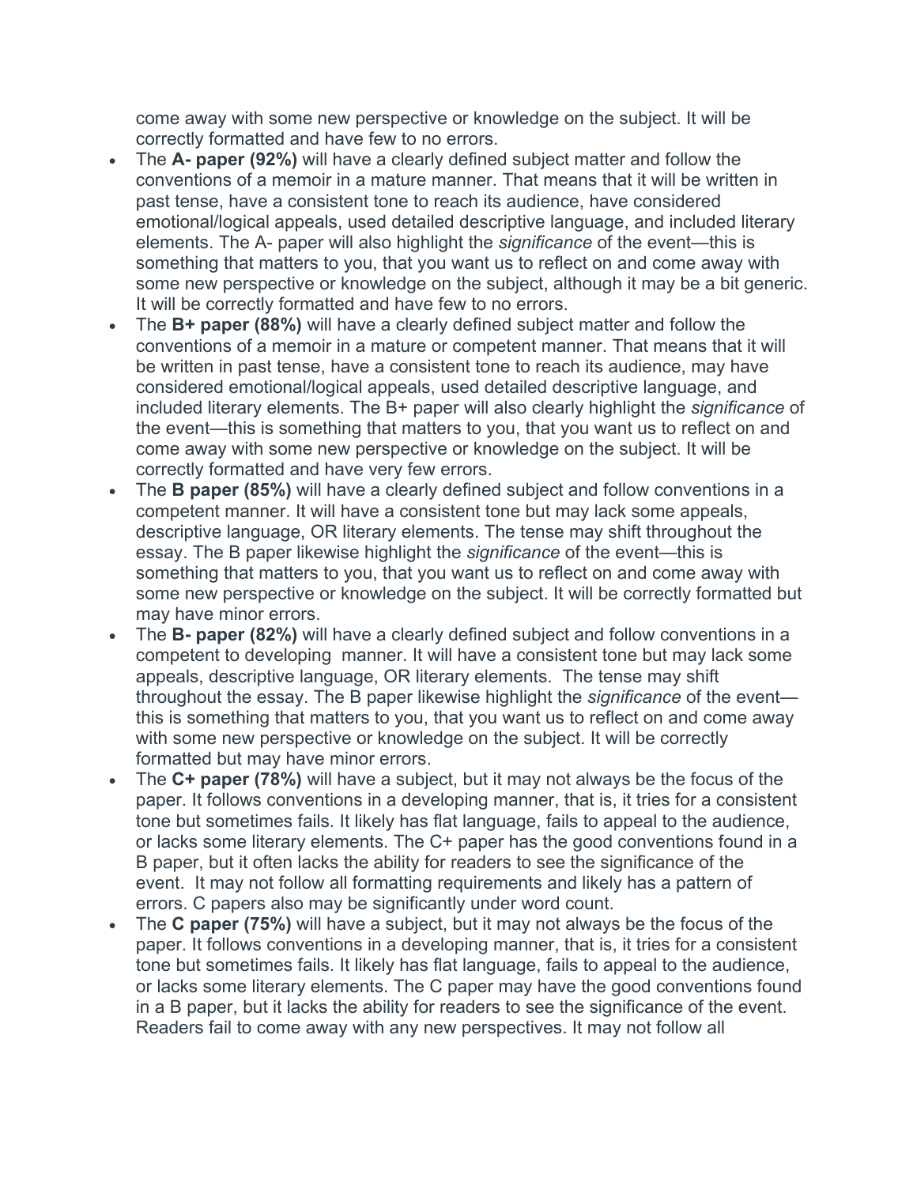come away with some new perspective or knowledge on the subject. It will be correctly formatted and have few to no errors.

- The **A- paper (92%)** will have a clearly defined subject matter and follow the conventions of a memoir in a mature manner. That means that it will be written in past tense, have a consistent tone to reach its audience, have considered emotional/logical appeals, used detailed descriptive language, and included literary elements. The A- paper will also highlight the *significance* of the event—this is something that matters to you, that you want us to reflect on and come away with some new perspective or knowledge on the subject, although it may be a bit generic. It will be correctly formatted and have few to no errors.
- The **B+ paper (88%)** will have a clearly defined subject matter and follow the conventions of a memoir in a mature or competent manner. That means that it will be written in past tense, have a consistent tone to reach its audience, may have considered emotional/logical appeals, used detailed descriptive language, and included literary elements. The B+ paper will also clearly highlight the *significance* of the event—this is something that matters to you, that you want us to reflect on and come away with some new perspective or knowledge on the subject. It will be correctly formatted and have very few errors.
- The **B paper (85%)** will have a clearly defined subject and follow conventions in a competent manner. It will have a consistent tone but may lack some appeals, descriptive language, OR literary elements. The tense may shift throughout the essay. The B paper likewise highlight the *significance* of the event—this is something that matters to you, that you want us to reflect on and come away with some new perspective or knowledge on the subject. It will be correctly formatted but may have minor errors.
- The **B- paper (82%)** will have a clearly defined subject and follow conventions in a competent to developing manner. It will have a consistent tone but may lack some appeals, descriptive language, OR literary elements. The tense may shift throughout the essay. The B paper likewise highlight the *significance* of the event—this is something that matters to you, that you want us to reflect on and come away with some new perspective or knowledge on the subject. It will be correctly formatted but may have minor errors.
- The **C+ paper (78%)** will have a subject, but it may not always be the focus of the paper. It follows conventions in a developing manner, that is, it tries for a consistent tone but sometimes fails. It likely has flat language, fails to appeal to the audience, or lacks some literary elements. The C+ paper has the good conventions found in a B paper, but it often lacks the ability for readers to see the significance of the event. It may not follow all formatting requirements and likely has a pattern of errors. C papers also may be significantly under word count.
- The **C paper (75%)** will have a subject, but it may not always be the focus of the paper. It follows conventions in a developing manner, that is, it tries for a consistent tone but sometimes fails. It likely has flat language, fails to appeal to the audience, or lacks some literary elements. The C paper may have the good conventions found in a B paper, but it lacks the ability for readers to see the significance of the event. Readers fail to come away with any new perspectives. It may not follow all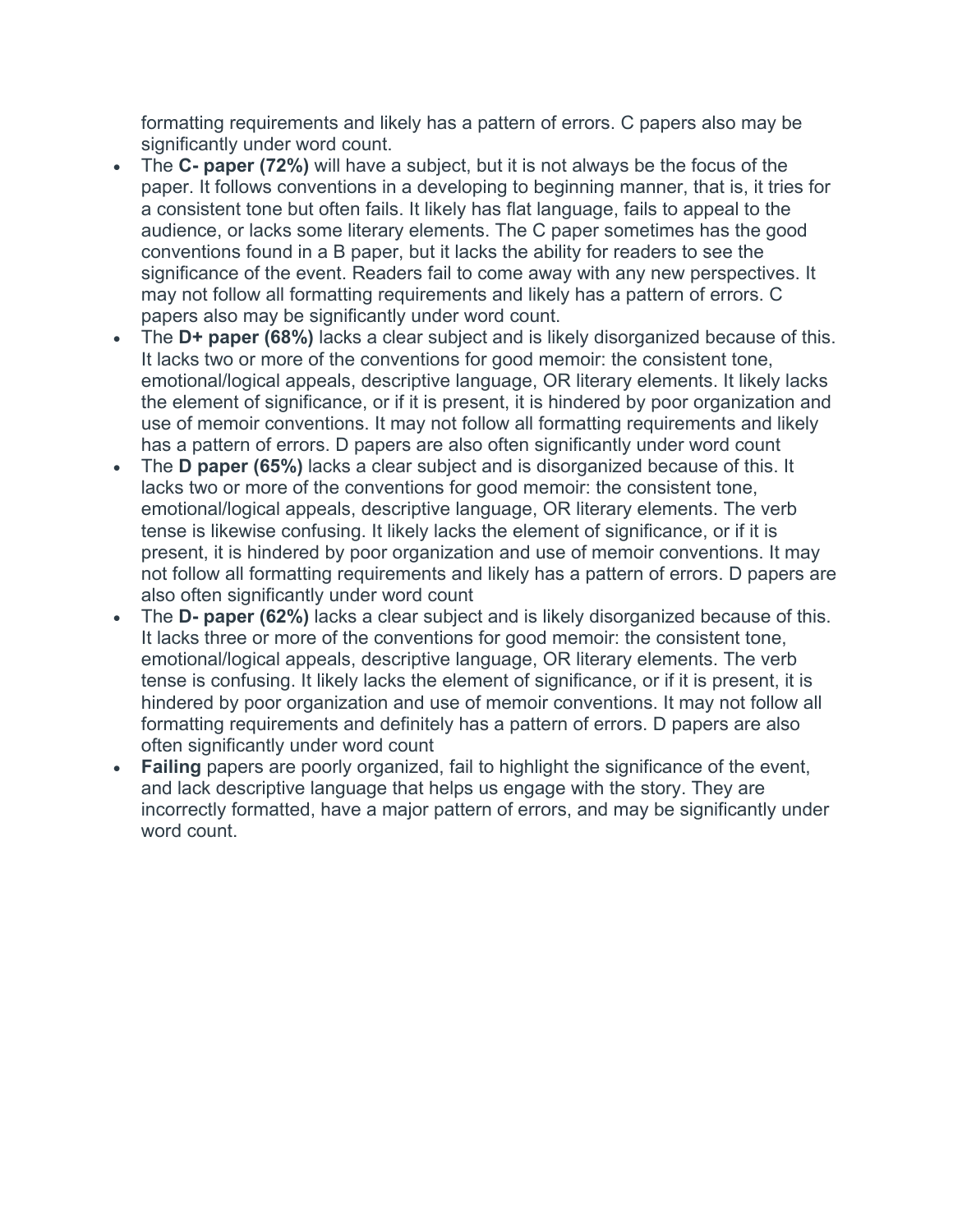formatting requirements and likely has a pattern of errors. C papers also may be significantly under word count.

- The **C- paper (72%)** will have a subject, but it is not always be the focus of the paper. It follows conventions in a developing to beginning manner, that is, it tries for a consistent tone but often fails. It likely has flat language, fails to appeal to the audience, or lacks some literary elements. The C paper sometimes has the good conventions found in a B paper, but it lacks the ability for readers to see the significance of the event. Readers fail to come away with any new perspectives. It may not follow all formatting requirements and likely has a pattern of errors. C papers also may be significantly under word count.
- The **D+ paper (68%)** lacks a clear subject and is likely disorganized because of this. It lacks two or more of the conventions for good memoir: the consistent tone, emotional/logical appeals, descriptive language, OR literary elements. It likely lacks the element of significance, or if it is present, it is hindered by poor organization and use of memoir conventions. It may not follow all formatting requirements and likely has a pattern of errors. D papers are also often significantly under word count
- The **D paper (65%)** lacks a clear subject and is disorganized because of this. It lacks two or more of the conventions for good memoir: the consistent tone, emotional/logical appeals, descriptive language, OR literary elements. The verb tense is likewise confusing. It likely lacks the element of significance, or if it is present, it is hindered by poor organization and use of memoir conventions. It may not follow all formatting requirements and likely has a pattern of errors. D papers are also often significantly under word count
- The **D- paper (62%)** lacks a clear subject and is likely disorganized because of this. It lacks three or more of the conventions for good memoir: the consistent tone, emotional/logical appeals, descriptive language, OR literary elements. The verb tense is confusing. It likely lacks the element of significance, or if it is present, it is hindered by poor organization and use of memoir conventions. It may not follow all formatting requirements and definitely has a pattern of errors. D papers are also often significantly under word count
- **Failing** papers are poorly organized, fail to highlight the significance of the event, and lack descriptive language that helps us engage with the story. They are incorrectly formatted, have a major pattern of errors, and may be significantly under word count.